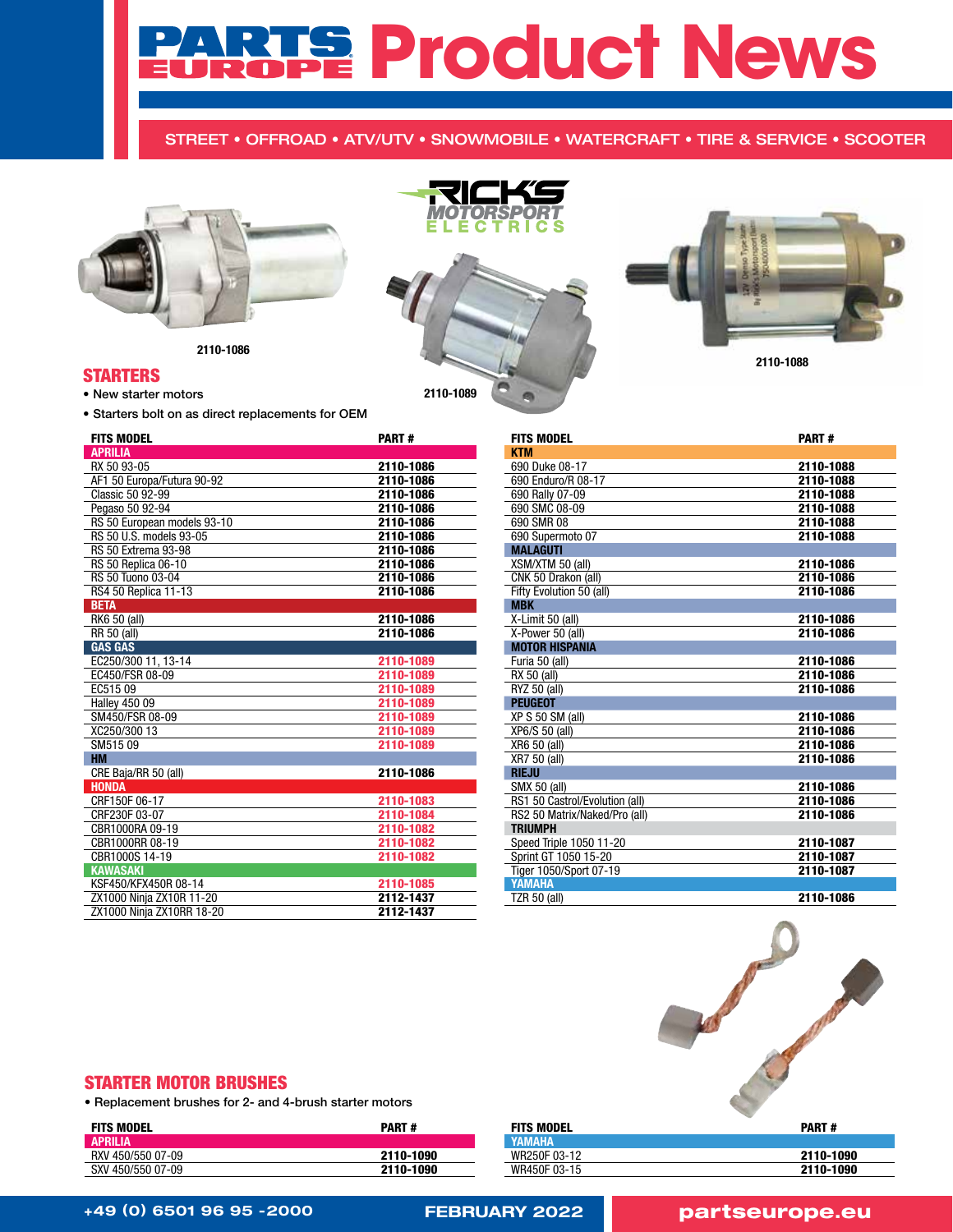# PARTS EUROPE Product News

STREET • OFFROAD • ATV/UTV • SNOWMOBILE • WATERCRAFT • TIRE & SERVICE • SCOOTER

RICK'S MOTORSPORT ELECTRICS

2110-1086

2110-1089

2110-1088

## STARTERS

- New starter motors
- Starters bolt on as direct replacements for OEM

| FITS MODEL | PART # |
|---|---|
| **APRILIA** | |
| RX 50 93-05 | **2110-1086** |
| AF1 50 Europa/Futura 90-92 | **2110-1086** |
| Classic 50 92-99 | **2110-1086** |
| Pegaso 50 92-94 | **2110-1086** |
| RS 50 European models 93-10 | **2110-1086** |
| RS 50 U.S. models 93-05 | **2110-1086** |
| RS 50 Extrema 93-98 | **2110-1086** |
| RS 50 Replica 06-10 | **2110-1086** |
| RS 50 Tuono 03-04 | **2110-1086** |
| RS4 50 Replica 11-13 | **2110-1086** |
| **BETA** | |
| RK6 50 (all) | **2110-1086** |
| RR 50 (all) | **2110-1086** |
| **GAS GAS** | |
| EC250/300 11, 13-14 | **2110-1089** |
| EC450/FSR 08-09 | **2110-1089** |
| EC515 09 | **2110-1089** |
| Halley 450 09 | **2110-1089** |
| SM450/FSR 08-09 | **2110-1089** |
| XC250/300 13 | **2110-1089** |
| SM515 09 | **2110-1089** |
| **HM** | |
| CRE Baja/RR 50 (all) | **2110-1086** |
| **HONDA** | |
| CRF150F 06-17 | **2110-1083** |
| CRF230F 03-07 | **2110-1084** |
| CBR1000RA 09-19 | **2110-1082** |
| CBR1000RR 08-19 | **2110-1082** |
| CBR1000S 14-19 | **2110-1082** |
| **KAWASAKI** | |
| KSF450/KFX450R 08-14 | **2110-1085** |
| ZX1000 Ninja ZX10R 11-20 | **2112-1437** |
| ZX1000 Ninja ZX10RR 18-20 | **2112-1437** |
| **KTM** | |
| 690 Duke 08-17 | **2110-1088** |
| 690 Enduro/R 08-17 | **2110-1088** |
| 690 Rally 07-09 | **2110-1088** |
| 690 SMC 08-09 | **2110-1088** |
| 690 SMR 08 | **2110-1088** |
| 690 Supermoto 07 | **2110-1088** |
| **MALAGUTI** | |
| XSM/XTM 50 (all) | **2110-1086** |
| CNK 50 Drakon (all) | **2110-1086** |
| Fifty Evolution 50 (all) | **2110-1086** |
| **MBK** | |
| X-Limit 50 (all) | **2110-1086** |
| X-Power 50 (all) | **2110-1086** |
| **MOTOR HISPANIA** | |
| Furia 50 (all) | **2110-1086** |
| RX 50 (all) | **2110-1086** |
| RYZ 50 (all) | **2110-1086** |
| **PEUGEOT** | |
| XP S 50 SM (all) | **2110-1086** |
| XP6/S 50 (all) | **2110-1086** |
| XR6 50 (all) | **2110-1086** |
| XR7 50 (all) | **2110-1086** |
| **RIEJU** | |
| SMX 50 (all) | **2110-1086** |
| RS1 50 Castrol/Evolution (all) | **2110-1086** |
| RS2 50 Matrix/Naked/Pro (all) | **2110-1086** |
| **TRIUMPH** | |
| Speed Triple 1050 11-20 | **2110-1087** |
| Sprint GT 1050 15-20 | **2110-1087** |
| Tiger 1050/Sport 07-19 | **2110-1087** |
| **YAMAHA** | |
| TZR 50 (all) | **2110-1086** |

## STARTER MOTOR BRUSHES

- Replacement brushes for 2- and 4-brush starter motors

| FITS MODEL | PART # |
|---|---|
| **APRILIA** | |
| RXV 450/550 07-09 | **2110-1090** |
| SXV 450/550 07-09 | **2110-1090** |
| **YAMAHA** | |
| WR250F 03-12 | **2110-1090** |
| WR450F 03-15 | **2110-1090** |

+49 (0) 6501 96 95 -2000 FEBRUARY 2022 partseurope.eu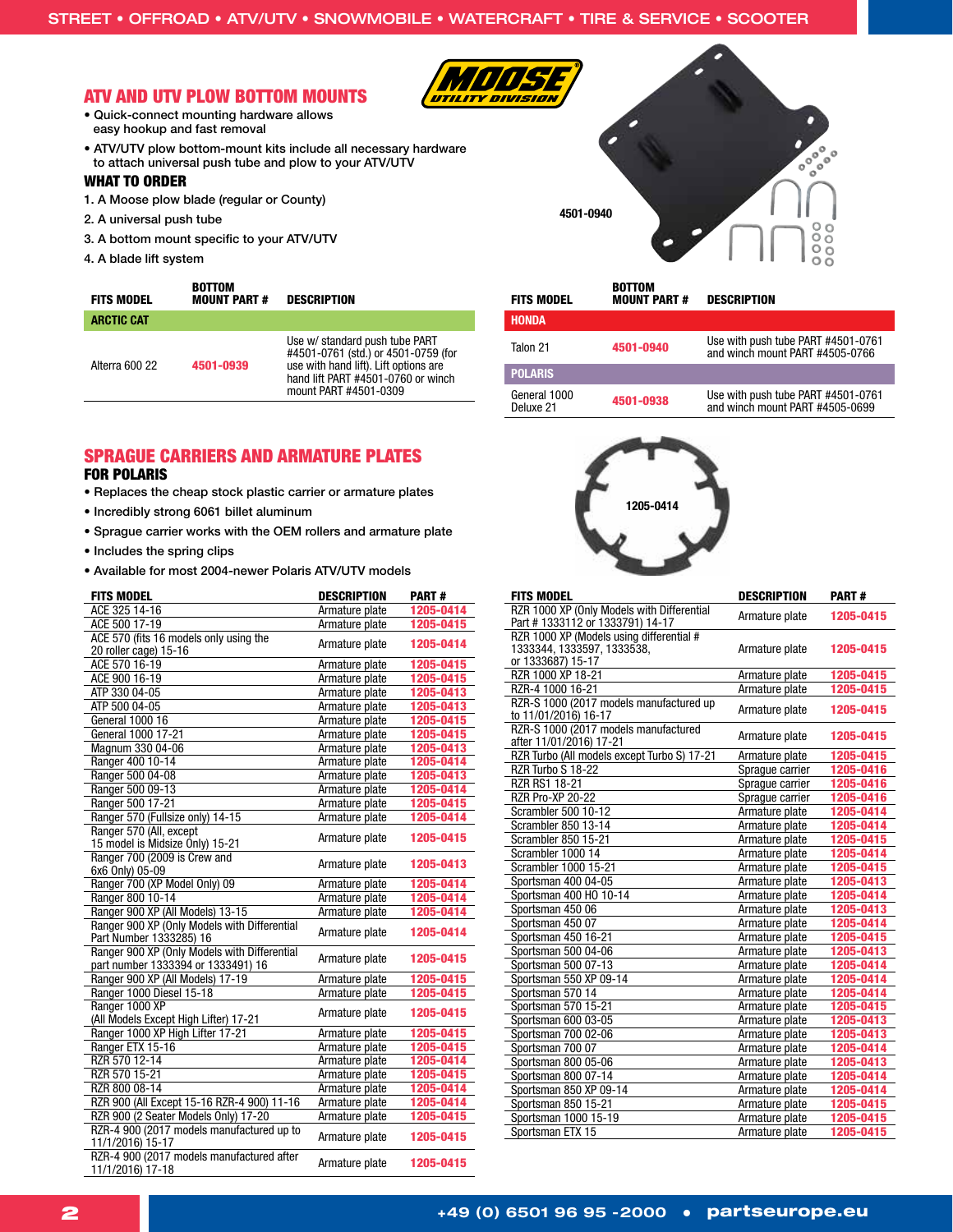## ATV AND UTV PLOW BOTTOM MOUNTS

- Quick-connect mounting hardware allows easy hookup and fast removal
- ATV/UTV plow bottom-mount kits include all necessary hardware to attach universal push tube and plow to your ATV/UTV

### WHAT TO ORDER

1. A Moose plow blade (regular or County)
2. A universal push tube
3. A bottom mount specific to your ATV/UTV
4. A blade lift system

4501-0940

| FITS MODEL | BOTTOM MOUNT PART # | DESCRIPTION |
|---|---|---|
| **ARCTIC CAT** | | |
| Alterra 600 22 | 4501-0939 | Use w/ standard push tube PART #4501-0761 (std.) or 4501-0759 (for use with hand lift). Lift options are hand lift PART #4501-0760 or winch mount PART #4501-0309 |
| **HONDA** | | |
| Talon 21 | 4501-0940 | Use with push tube PART #4501-0761 and winch mount PART #4505-0766 |
| **POLARIS** | | |
| General 1000 Deluxe 21 | 4501-0938 | Use with push tube PART #4501-0761 and winch mount PART #4505-0699 |

## SPRAGUE CARRIERS AND ARMATURE PLATES

### FOR POLARIS

- Replaces the cheap stock plastic carrier or armature plates
- Incredibly strong 6061 billet aluminum
- Sprague carrier works with the OEM rollers and armature plate
- Includes the spring clips
- Available for most 2004-newer Polaris ATV/UTV models

1205-0414

| FITS MODEL | DESCRIPTION | PART # |
|---|---|---|
| ACE 325 14-16 | Armature plate | 1205-0414 |
| ACE 500 17-19 | Armature plate | 1205-0415 |
| ACE 570 (fits 16 models only using the 20 roller cage) 15-16 | Armature plate | 1205-0414 |
| ACE 570 16-19 | Armature plate | 1205-0415 |
| ACE 900 16-19 | Armature plate | 1205-0415 |
| ATP 330 04-05 | Armature plate | 1205-0413 |
| ATP 500 04-05 | Armature plate | 1205-0413 |
| General 1000 16 | Armature plate | 1205-0415 |
| General 1000 17-21 | Armature plate | 1205-0415 |
| Magnum 330 04-06 | Armature plate | 1205-0413 |
| Ranger 400 10-14 | Armature plate | 1205-0414 |
| Ranger 500 04-08 | Armature plate | 1205-0413 |
| Ranger 500 09-13 | Armature plate | 1205-0414 |
| Ranger 500 17-21 | Armature plate | 1205-0415 |
| Ranger 570 (Fullsize only) 14-15 | Armature plate | 1205-0414 |
| Ranger 570 (All, except 15 model is Midsize Only) 15-21 | Armature plate | 1205-0415 |
| Ranger 700 (2009 is Crew and 6x6 Only) 05-09 | Armature plate | 1205-0413 |
| Ranger 700 (XP Model Only) 09 | Armature plate | 1205-0414 |
| Ranger 800 10-14 | Armature plate | 1205-0414 |
| Ranger 900 XP (All Models) 13-15 | Armature plate | 1205-0414 |
| Ranger 900 XP (Only Models with Differential Part Number 1333285) 16 | Armature plate | 1205-0414 |
| Ranger 900 XP (Only Models with Differential part number 1333394 or 1333491) 16 | Armature plate | 1205-0415 |
| Ranger 900 XP (All Models) 17-19 | Armature plate | 1205-0415 |
| Ranger 1000 Diesel 15-18 | Armature plate | 1205-0415 |
| Ranger 1000 XP (All Models Except High Lifter) 17-21 | Armature plate | 1205-0415 |
| Ranger 1000 XP High Lifter 17-21 | Armature plate | 1205-0415 |
| Ranger ETX 15-16 | Armature plate | 1205-0415 |
| RZR 570 12-14 | Armature plate | 1205-0414 |
| RZR 570 15-21 | Armature plate | 1205-0415 |
| RZR 800 08-14 | Armature plate | 1205-0414 |
| RZR 900 (All Except 15-16 RZR-4 900) 11-16 | Armature plate | 1205-0414 |
| RZR 900 (2 Seater Models Only) 17-20 | Armature plate | 1205-0415 |
| RZR-4 900 (2017 models manufactured up to 11/1/2016) 15-17 | Armature plate | 1205-0415 |
| RZR-4 900 (2017 models manufactured after 11/1/2016) 17-18 | Armature plate | 1205-0415 |
| RZR 1000 XP (Only Models with Differential Part # 1333112 or 1333791) 14-17 | Armature plate | 1205-0415 |
| RZR 1000 XP (Models using differential # 1333344, 1333597, 1333538, or 1333687) 15-17 | Armature plate | 1205-0415 |
| RZR 1000 XP 18-21 | Armature plate | 1205-0415 |
| RZR-4 1000 16-21 | Armature plate | 1205-0415 |
| RZR-S 1000 (2017 models manufactured up to 11/01/2016) 16-17 | Armature plate | 1205-0415 |
| RZR-S 1000 (2017 models manufactured after 11/01/2016) 17-21 | Armature plate | 1205-0415 |
| RZR Turbo (All models except Turbo S) 17-21 | Armature plate | 1205-0415 |
| RZR Turbo S 18-22 | Sprague carrier | 1205-0416 |
| RZR RS1 18-21 | Sprague carrier | 1205-0416 |
| RZR Pro-XP 20-22 | Sprague carrier | 1205-0416 |
| Scrambler 500 10-12 | Armature plate | 1205-0414 |
| Scrambler 850 13-14 | Armature plate | 1205-0414 |
| Scrambler 850 15-21 | Armature plate | 1205-0415 |
| Scrambler 1000 14 | Armature plate | 1205-0414 |
| Scrambler 1000 15-21 | Armature plate | 1205-0415 |
| Sportsman 400 04-05 | Armature plate | 1205-0413 |
| Sportsman 400 HO 10-14 | Armature plate | 1205-0414 |
| Sportsman 450 06 | Armature plate | 1205-0413 |
| Sportsman 450 07 | Armature plate | 1205-0414 |
| Sportsman 450 16-21 | Armature plate | 1205-0415 |
| Sportsman 500 04-06 | Armature plate | 1205-0413 |
| Sportsman 500 07-13 | Armature plate | 1205-0414 |
| Sportsman 550 XP 09-14 | Armature plate | 1205-0414 |
| Sportsman 570 14 | Armature plate | 1205-0414 |
| Sportsman 570 15-21 | Armature plate | 1205-0415 |
| Sportsman 600 03-05 | Armature plate | 1205-0413 |
| Sportsman 700 02-06 | Armature plate | 1205-0413 |
| Sportsman 700 07 | Armature plate | 1205-0414 |
| Sportsman 800 05-06 | Armature plate | 1205-0413 |
| Sportsman 800 07-14 | Armature plate | 1205-0414 |
| Sportsman 850 XP 09-14 | Armature plate | 1205-0414 |
| Sportsman 850 15-21 | Armature plate | 1205-0415 |
| Sportsman 1000 15-19 | Armature plate | 1205-0415 |
| Sportsman ETX 15 | Armature plate | 1205-0415 |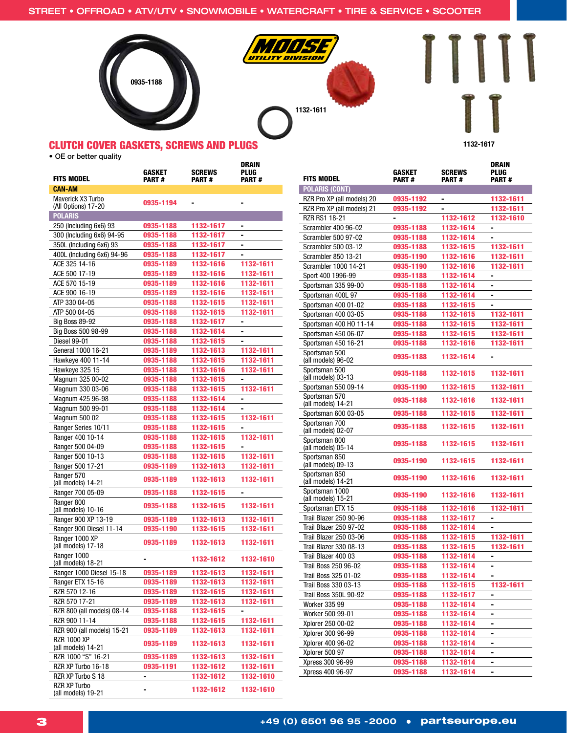## CLUTCH COVER GASKETS, SCREWS AND PLUGS

- OE or better quality

0935-1188

1132-1611

1132-1617

| FITS MODEL | GASKET PART # | SCREWS PART # | DRAIN PLUG PART # |
|---|---|---|---|
| **CAN-AM** | | | |
| Maverick X3 Turbo (All Options) 17-20 | 0935-1194 | - | - |
| **POLARIS** | | | |
| 250 (Including 6x6) 93 | 0935-1188 | 1132-1617 | - |
| 300 (Including 6x6) 94-95 | 0935-1188 | 1132-1617 | - |
| 350L (Including 6x6) 93 | 0935-1188 | 1132-1617 | - |
| 400L (Including 6x6) 94-96 | 0935-1188 | 1132-1617 | - |
| ACE 325 14-16 | 0935-1189 | 1132-1616 | 1132-1611 |
| ACE 500 17-19 | 0935-1189 | 1132-1616 | 1132-1611 |
| ACE 570 15-19 | 0935-1189 | 1132-1616 | 1132-1611 |
| ACE 900 16-19 | 0935-1189 | 1132-1616 | 1132-1611 |
| ATP 330 04-05 | 0935-1188 | 1132-1615 | 1132-1611 |
| ATP 500 04-05 | 0935-1188 | 1132-1615 | 1132-1611 |
| Big Boss 89-92 | 0935-1188 | 1132-1617 | - |
| Big Boss 500 98-99 | 0935-1188 | 1132-1614 | - |
| Diesel 99-01 | 0935-1188 | 1132-1615 | - |
| General 1000 16-21 | 0935-1189 | 1132-1613 | 1132-1611 |
| Hawkeye 400 11-14 | 0935-1188 | 1132-1615 | 1132-1611 |
| Hawkeye 325 15 | 0935-1188 | 1132-1616 | 1132-1611 |
| Magnum 325 00-02 | 0935-1188 | 1132-1615 | - |
| Magnum 330 03-06 | 0935-1188 | 1132-1615 | 1132-1611 |
| Magnum 425 96-98 | 0935-1188 | 1132-1614 | - |
| Magnum 500 99-01 | 0935-1188 | 1132-1614 | - |
| Magnum 500 02 | 0935-1188 | 1132-1615 | 1132-1611 |
| Ranger Series 10/11 | 0935-1188 | 1132-1615 | - |
| Ranger 400 10-14 | 0935-1188 | 1132-1615 | 1132-1611 |
| Ranger 500 04-09 | 0935-1188 | 1132-1615 | - |
| Ranger 500 10-13 | 0935-1188 | 1132-1615 | 1132-1611 |
| Ranger 500 17-21 | 0935-1189 | 1132-1613 | 1132-1611 |
| Ranger 570 (all models) 14-21 | 0935-1189 | 1132-1613 | 1132-1611 |
| Ranger 700 05-09 | 0935-1188 | 1132-1615 | - |
| Ranger 800 (all models) 10-16 | 0935-1188 | 1132-1615 | 1132-1611 |
| Ranger 900 XP 13-19 | 0935-1189 | 1132-1613 | 1132-1611 |
| Ranger 900 Diesel 11-14 | 0935-1190 | 1132-1615 | 1132-1611 |
| Ranger 1000 XP (all models) 17-18 | 0935-1189 | 1132-1613 | 1132-1611 |
| Ranger 1000 (all models) 18-21 | - | 1132-1612 | 1132-1610 |
| Ranger 1000 Diesel 15-18 | 0935-1189 | 1132-1613 | 1132-1611 |
| Ranger ETX 15-16 | 0935-1189 | 1132-1613 | 1132-1611 |
| RZR 570 12-16 | 0935-1189 | 1132-1615 | 1132-1611 |
| RZR 570 17-21 | 0935-1189 | 1132-1613 | 1132-1611 |
| RZR 800 (all models) 08-14 | 0935-1188 | 1132-1615 | - |
| RZR 900 11-14 | 0935-1188 | 1132-1615 | 1132-1611 |
| RZR 900 (all models) 15-21 | 0935-1189 | 1132-1613 | 1132-1611 |
| RZR 1000 XP (all models) 14-21 | 0935-1189 | 1132-1613 | 1132-1611 |
| RZR 1000 "S" 16-21 | 0935-1189 | 1132-1613 | 1132-1611 |
| RZR XP Turbo 16-18 | 0935-1191 | 1132-1612 | 1132-1611 |
| RZR XP Turbo S 18 | - | 1132-1612 | 1132-1610 |
| RZR XP Turbo (all models) 19-21 | - | 1132-1612 | 1132-1610 |
| **POLARIS (CONT)** | | | |
| RZR Pro XP (all models) 20 | 0935-1192 | - | 1132-1611 |
| RZR Pro XP (all models) 21 | 0935-1192 | - | 1132-1611 |
| RZR RS1 18-21 | - | 1132-1612 | 1132-1610 |
| Scrambler 400 96-02 | 0935-1188 | 1132-1614 | - |
| Scrambler 500 97-02 | 0935-1188 | 1132-1614 | - |
| Scrambler 500 03-12 | 0935-1188 | 1132-1615 | 1132-1611 |
| Scrambler 850 13-21 | 0935-1190 | 1132-1616 | 1132-1611 |
| Scrambler 1000 14-21 | 0935-1190 | 1132-1616 | 1132-1611 |
| Sport 400 1996-99 | 0935-1188 | 1132-1614 | - |
| Sportsman 335 99-00 | 0935-1188 | 1132-1614 | - |
| Sportsman 400L 97 | 0935-1188 | 1132-1614 | - |
| Sportsman 400 01-02 | 0935-1188 | 1132-1615 | - |
| Sportsman 400 03-05 | 0935-1188 | 1132-1615 | 1132-1611 |
| Sportsman 400 HO 11-14 | 0935-1188 | 1132-1615 | 1132-1611 |
| Sportsman 450 06-07 | 0935-1188 | 1132-1615 | 1132-1611 |
| Sportsman 450 16-21 | 0935-1188 | 1132-1616 | 1132-1611 |
| Sportsman 500 (all models) 96-02 | 0935-1188 | 1132-1614 | - |
| Sportsman 500 (all models) 03-13 | 0935-1188 | 1132-1615 | 1132-1611 |
| Sportsman 550 09-14 | 0935-1190 | 1132-1615 | 1132-1611 |
| Sportsman 570 (all models) 14-21 | 0935-1188 | 1132-1616 | 1132-1611 |
| Sportsman 600 03-05 | 0935-1188 | 1132-1615 | 1132-1611 |
| Sportsman 700 (all models) 02-07 | 0935-1188 | 1132-1615 | 1132-1611 |
| Sportsman 800 (all models) 05-14 | 0935-1188 | 1132-1615 | 1132-1611 |
| Sportsman 850 (all models) 09-13 | 0935-1190 | 1132-1615 | 1132-1611 |
| Sportsman 850 (all models) 14-21 | 0935-1190 | 1132-1616 | 1132-1611 |
| Sportsman 1000 (all models) 15-21 | 0935-1190 | 1132-1616 | 1132-1611 |
| Sportsman ETX 15 | 0935-1188 | 1132-1616 | 1132-1611 |
| Trail Blazer 250 90-96 | 0935-1188 | 1132-1617 | - |
| Trail Blazer 250 97-02 | 0935-1188 | 1132-1614 | - |
| Trail Blazer 250 03-06 | 0935-1188 | 1132-1615 | 1132-1611 |
| Trail Blazer 330 08-13 | 0935-1188 | 1132-1615 | 1132-1611 |
| Trail Blazer 400 03 | 0935-1188 | 1132-1614 | - |
| Trail Boss 250 96-02 | 0935-1188 | 1132-1614 | - |
| Trail Boss 325 01-02 | 0935-1188 | 1132-1614 | - |
| Trail Boss 330 03-13 | 0935-1188 | 1132-1615 | 1132-1611 |
| Trail Boss 350L 90-92 | 0935-1188 | 1132-1617 | - |
| Worker 335 99 | 0935-1188 | 1132-1614 | - |
| Worker 500 99-01 | 0935-1188 | 1132-1614 | - |
| Xplorer 250 00-02 | 0935-1188 | 1132-1614 | - |
| Xplorer 300 96-99 | 0935-1188 | 1132-1614 | - |
| Xplorer 400 96-02 | 0935-1188 | 1132-1614 | - |
| Xplorer 500 97 | 0935-1188 | 1132-1614 | - |
| Xpress 300 96-99 | 0935-1188 | 1132-1614 | - |
| Xpress 400 96-97 | 0935-1188 | 1132-1614 | - |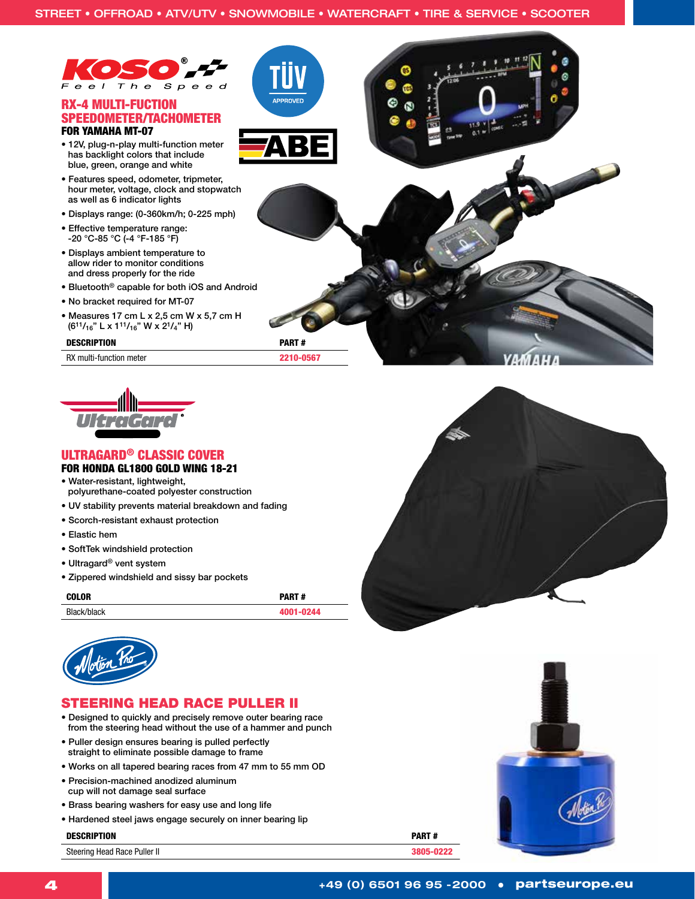## RX-4 MULTI-FUCTION SPEEDOMETER/TACHOMETER

### FOR YAMAHA MT-07

- 12V, plug-n-play multi-function meter has backlight colors that include blue, green, orange and white
- Features speed, odometer, tripmeter, hour meter, voltage, clock and stopwatch as well as 6 indicator lights
- Displays range: (0-360km/h; 0-225 mph)
- Effective temperature range: -20 °C-85 °C (-4 °F-185 °F)
- Displays ambient temperature to allow rider to monitor conditions and dress properly for the ride
- Bluetooth® capable for both iOS and Android
- No bracket required for MT-07
- Measures 17 cm L x 2,5 cm W x 5,7 cm H (6 11/16" L x 1 11/16" W x 2 1/4" H)

| DESCRIPTION | PART # |
|---|---|
| RX multi-function meter | 2210-0567 |

## ULTRAGARD® CLASSIC COVER

### FOR HONDA GL1800 GOLD WING 18-21

- Water-resistant, lightweight, polyurethane-coated polyester construction
- UV stability prevents material breakdown and fading
- Scorch-resistant exhaust protection
- Elastic hem
- SoftTek windshield protection
- Ultragard® vent system
- Zippered windshield and sissy bar pockets

| COLOR | PART # |
|---|---|
| Black/black | 4001-0244 |

## STEERING HEAD RACE PULLER II

- Designed to quickly and precisely remove outer bearing race from the steering head without the use of a hammer and punch
- Puller design ensures bearing is pulled perfectly straight to eliminate possible damage to frame
- Works on all tapered bearing races from 47 mm to 55 mm OD
- Precision-machined anodized aluminum cup will not damage seal surface
- Brass bearing washers for easy use and long life
- Hardened steel jaws engage securely on inner bearing lip

| DESCRIPTION | PART # |
|---|---|
| Steering Head Race Puller II | 3805-0222 |